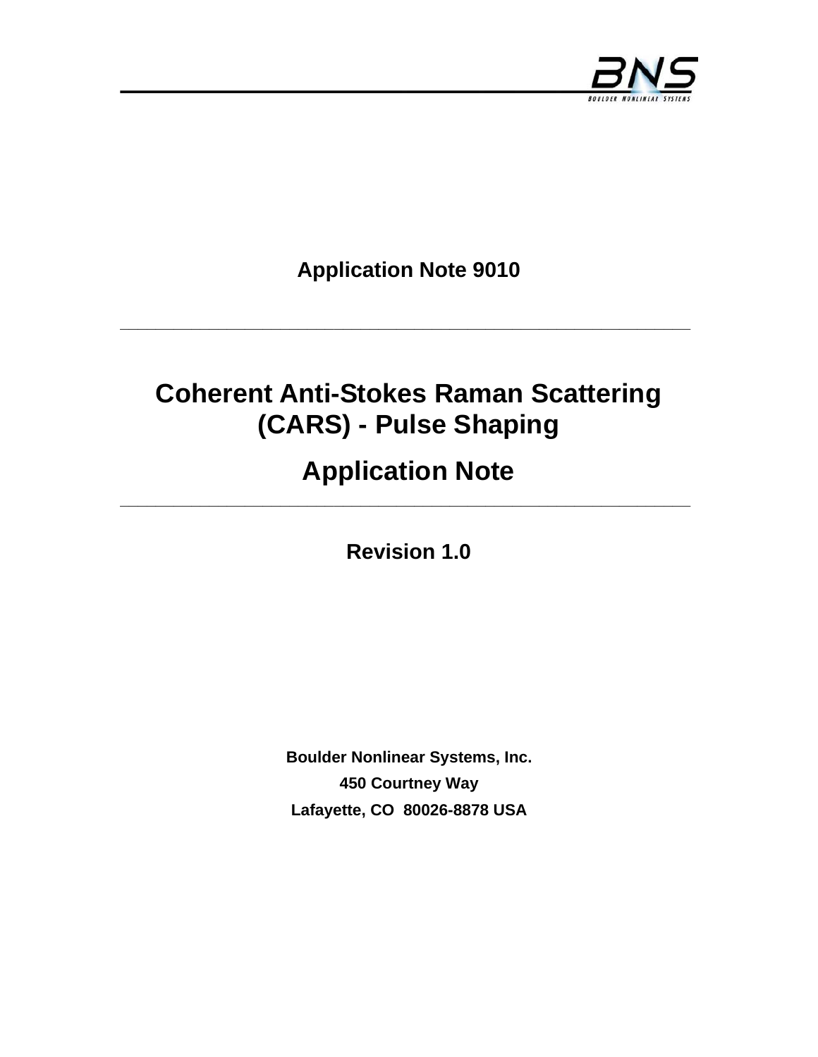**Application Note 9010**

---

# Coherent Anti-Stokes Raman Scattering (CARS) - Pulse Shaping

# Application Note

---

**Revision 1.0**

**Boulder Nonlinear Systems, Inc.**

**450 Courtney Way**

**Lafayette, CO 80026-8878 USA**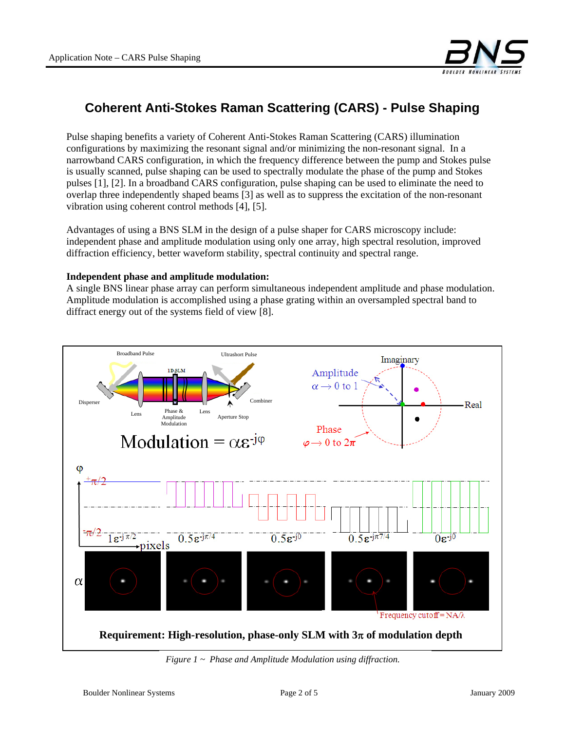# Coherent Anti-Stokes Raman Scattering (CARS) - Pulse Shaping

Pulse shaping benefits a variety of Coherent Anti-Stokes Raman Scattering (CARS) illumination configurations by maximizing the resonant signal and/or minimizing the non-resonant signal. In a narrowband CARS configuration, in which the frequency difference between the pump and Stokes pulse is usually scanned, pulse shaping can be used to spectrally modulate the phase of the pump and Stokes pulses [1], [2]. In a broadband CARS configuration, pulse shaping can be used to eliminate the need to overlap three independently shaped beams [3] as well as to suppress the excitation of the non-resonant vibration using coherent control methods [4], [5].

Advantages of using a BNS SLM in the design of a pulse shaper for CARS microscopy include: independent phase and amplitude modulation using only one array, high spectral resolution, improved diffraction efficiency, better waveform stability, spectral continuity and spectral range.

**Independent phase and amplitude modulation:**
A single BNS linear phase array can perform simultaneous independent amplitude and phase modulation. Amplitude modulation is accomplished using a phase grating within an oversampled spectral band to diffract energy out of the systems field of view [8].

*Figure 1 ~ Phase and Amplitude Modulation using diffraction.*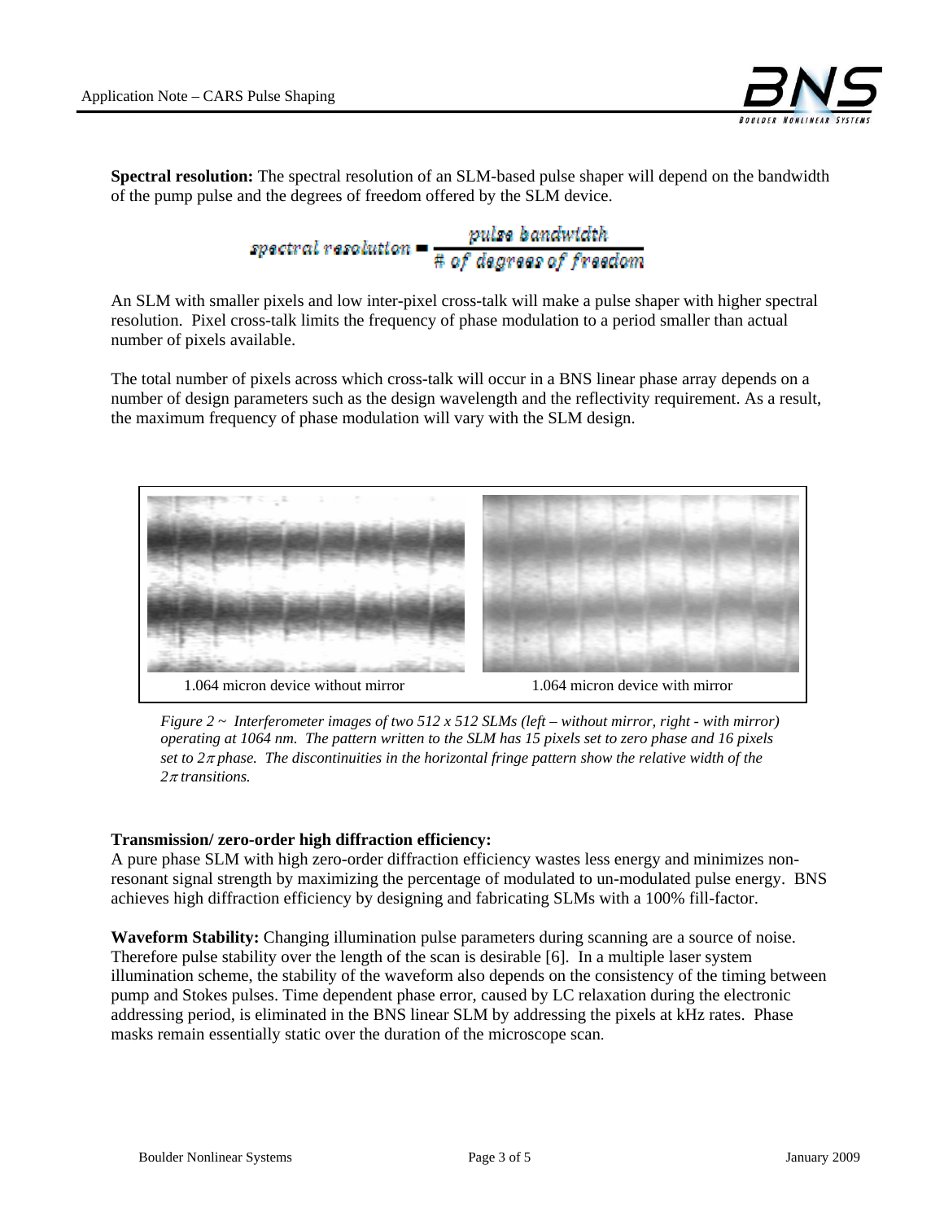**Spectral resolution:** The spectral resolution of an SLM-based pulse shaper will depend on the bandwidth of the pump pulse and the degrees of freedom offered by the SLM device.

$$\text{spectral resolution} = \frac{\text{pulse bandwidth}}{\text{\# of degrees of freedom}}$$

An SLM with smaller pixels and low inter-pixel cross-talk will make a pulse shaper with higher spectral resolution. Pixel cross-talk limits the frequency of phase modulation to a period smaller than actual number of pixels available.

The total number of pixels across which cross-talk will occur in a BNS linear phase array depends on a number of design parameters such as the design wavelength and the reflectivity requirement. As a result, the maximum frequency of phase modulation will vary with the SLM design.

1.064 micron device without mirror

1.064 micron device with mirror

*Figure 2 ~ Interferometer images of two 512 x 512 SLMs (left – without mirror, right - with mirror) operating at 1064 nm. The pattern written to the SLM has 15 pixels set to zero phase and 16 pixels set to $2\pi$ phase. The discontinuities in the horizontal fringe pattern show the relative width of the $2\pi$ transitions.*

**Transmission/ zero-order high diffraction efficiency:**
A pure phase SLM with high zero-order diffraction efficiency wastes less energy and minimizes non-resonant signal strength by maximizing the percentage of modulated to un-modulated pulse energy. BNS achieves high diffraction efficiency by designing and fabricating SLMs with a 100% fill-factor.

**Waveform Stability:** Changing illumination pulse parameters during scanning are a source of noise. Therefore pulse stability over the length of the scan is desirable [6]. In a multiple laser system illumination scheme, the stability of the waveform also depends on the consistency of the timing between pump and Stokes pulses. Time dependent phase error, caused by LC relaxation during the electronic addressing period, is eliminated in the BNS linear SLM by addressing the pixels at kHz rates. Phase masks remain essentially static over the duration of the microscope scan.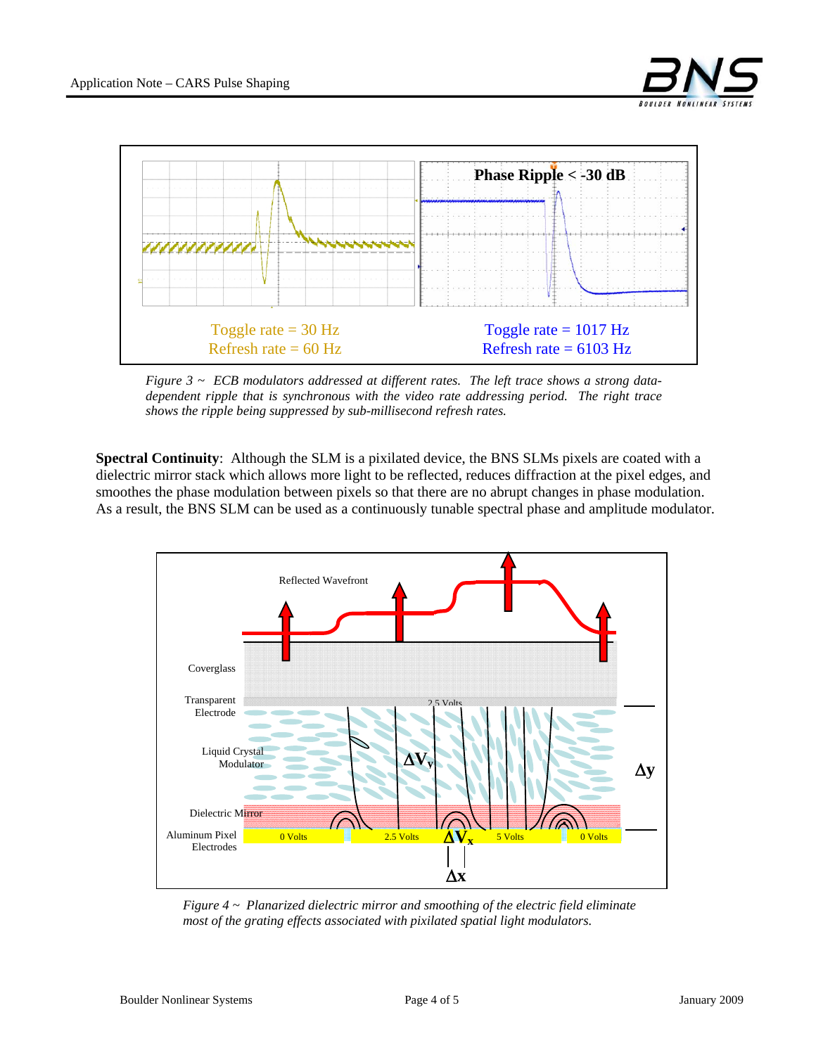Toggle rate = 30 Hz
Refresh rate = 60 Hz

Phase Ripple < -30 dB

Toggle rate = 1017 Hz
Refresh rate = 6103 Hz

*Figure 3 ~ ECB modulators addressed at different rates. The left trace shows a strong data-dependent ripple that is synchronous with the video rate addressing period. The right trace shows the ripple being suppressed by sub-millisecond refresh rates.*

**Spectral Continuity**: Although the SLM is a pixilated device, the BNS SLMs pixels are coated with a dielectric mirror stack which allows more light to be reflected, reduces diffraction at the pixel edges, and smoothes the phase modulation between pixels so that there are no abrupt changes in phase modulation. As a result, the BNS SLM can be used as a continuously tunable spectral phase and amplitude modulator.

Reflected Wavefront

Coverglass

Transparent Electrode — 2.5 Volts

Liquid Crystal Modulator — $\Delta V_y$ — $\Delta y$

Dielectric Mirror

Aluminum Pixel Electrodes — 0 Volts, 2.5 Volts, $\Delta V_x$, 5 Volts, 0 Volts

$\Delta x$

*Figure 4 ~ Planarized dielectric mirror and smoothing of the electric field eliminate most of the grating effects associated with pixilated spatial light modulators.*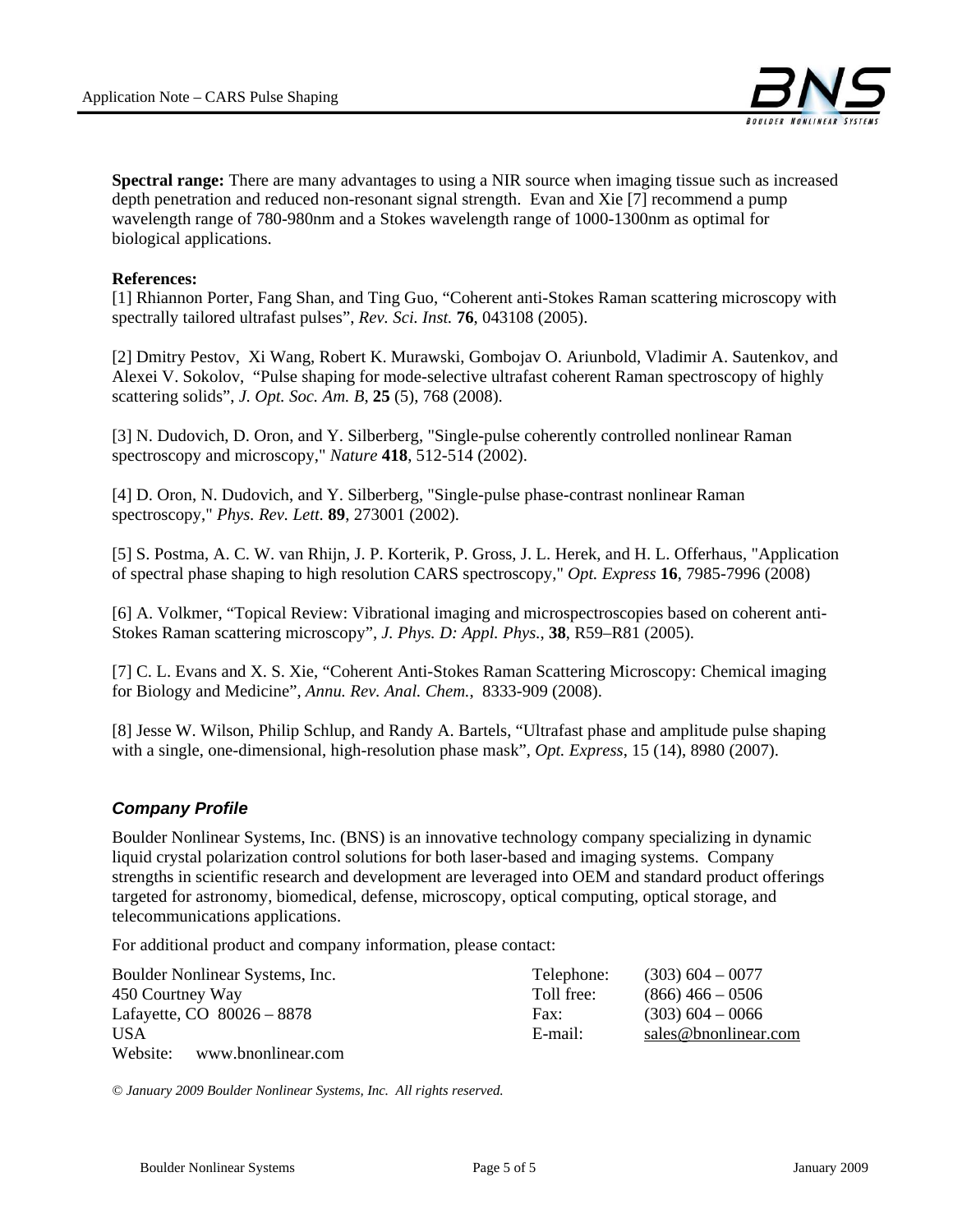**Spectral range:** There are many advantages to using a NIR source when imaging tissue such as increased depth penetration and reduced non-resonant signal strength. Evan and Xie [7] recommend a pump wavelength range of 780-980nm and a Stokes wavelength range of 1000-1300nm as optimal for biological applications.

**References:**

[1] Rhiannon Porter, Fang Shan, and Ting Guo, "Coherent anti-Stokes Raman scattering microscopy with spectrally tailored ultrafast pulses", *Rev. Sci. Inst.* **76**, 043108 (2005).

[2] Dmitry Pestov, Xi Wang, Robert K. Murawski, Gombojav O. Ariunbold, Vladimir A. Sautenkov, and Alexei V. Sokolov, "Pulse shaping for mode-selective ultrafast coherent Raman spectroscopy of highly scattering solids", *J. Opt. Soc. Am. B*, **25** (5), 768 (2008).

[3] N. Dudovich, D. Oron, and Y. Silberberg, "Single-pulse coherently controlled nonlinear Raman spectroscopy and microscopy," *Nature* **418**, 512-514 (2002).

[4] D. Oron, N. Dudovich, and Y. Silberberg, "Single-pulse phase-contrast nonlinear Raman spectroscopy," *Phys. Rev. Lett.* **89**, 273001 (2002).

[5] S. Postma, A. C. W. van Rhijn, J. P. Korterik, P. Gross, J. L. Herek, and H. L. Offerhaus, "Application of spectral phase shaping to high resolution CARS spectroscopy," *Opt. Express* **16**, 7985-7996 (2008)

[6] A. Volkmer, "Topical Review: Vibrational imaging and microspectroscopies based on coherent anti-Stokes Raman scattering microscopy", *J. Phys. D: Appl. Phys.*, **38**, R59–R81 (2005).

[7] C. L. Evans and X. S. Xie, "Coherent Anti-Stokes Raman Scattering Microscopy: Chemical imaging for Biology and Medicine", *Annu. Rev. Anal. Chem.*, 8333-909 (2008).

[8] Jesse W. Wilson, Philip Schlup, and Randy A. Bartels, "Ultrafast phase and amplitude pulse shaping with a single, one-dimensional, high-resolution phase mask", *Opt. Express*, 15 (14), 8980 (2007).

## *Company Profile*

Boulder Nonlinear Systems, Inc. (BNS) is an innovative technology company specializing in dynamic liquid crystal polarization control solutions for both laser-based and imaging systems. Company strengths in scientific research and development are leveraged into OEM and standard product offerings targeted for astronomy, biomedical, defense, microscopy, optical computing, optical storage, and telecommunications applications.

For additional product and company information, please contact:

Boulder Nonlinear Systems, Inc.
450 Courtney Way
Lafayette, CO 80026 – 8878
USA
Website: www.bnonlinear.com

Telephone: (303) 604 – 0077
Toll free: (866) 466 – 0506
Fax: (303) 604 – 0066
E-mail: sales@bnonlinear.com

*© January 2009 Boulder Nonlinear Systems, Inc. All rights reserved.*